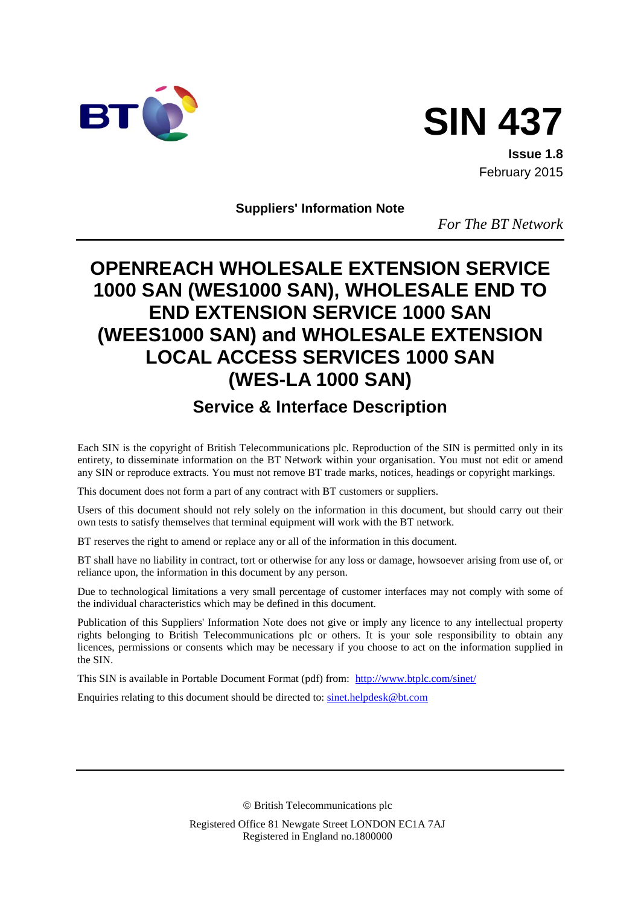BT

# SIN 437

**Issue 1.8**
February 2015

**Suppliers' Information Note**

*For The BT Network*

# OPENREACH WHOLESALE EXTENSION SERVICE 1000 SAN (WES1000 SAN), WHOLESALE END TO END EXTENSION SERVICE 1000 SAN (WEES1000 SAN) and WHOLESALE EXTENSION LOCAL ACCESS SERVICES 1000 SAN (WES-LA 1000 SAN)

## Service & Interface Description

Each SIN is the copyright of British Telecommunications plc. Reproduction of the SIN is permitted only in its entirety, to disseminate information on the BT Network within your organisation. You must not edit or amend any SIN or reproduce extracts. You must not remove BT trade marks, notices, headings or copyright markings.

This document does not form a part of any contract with BT customers or suppliers.

Users of this document should not rely solely on the information in this document, but should carry out their own tests to satisfy themselves that terminal equipment will work with the BT network.

BT reserves the right to amend or replace any or all of the information in this document.

BT shall have no liability in contract, tort or otherwise for any loss or damage, howsoever arising from use of, or reliance upon, the information in this document by any person.

Due to technological limitations a very small percentage of customer interfaces may not comply with some of the individual characteristics which may be defined in this document.

Publication of this Suppliers' Information Note does not give or imply any licence to any intellectual property rights belonging to British Telecommunications plc or others. It is your sole responsibility to obtain any licences, permissions or consents which may be necessary if you choose to act on the information supplied in the SIN.

This SIN is available in Portable Document Format (pdf) from: http://www.btplc.com/sinet/

Enquiries relating to this document should be directed to: sinet.helpdesk@bt.com

© British Telecommunications plc

Registered Office 81 Newgate Street LONDON EC1A 7AJ
Registered in England no.1800000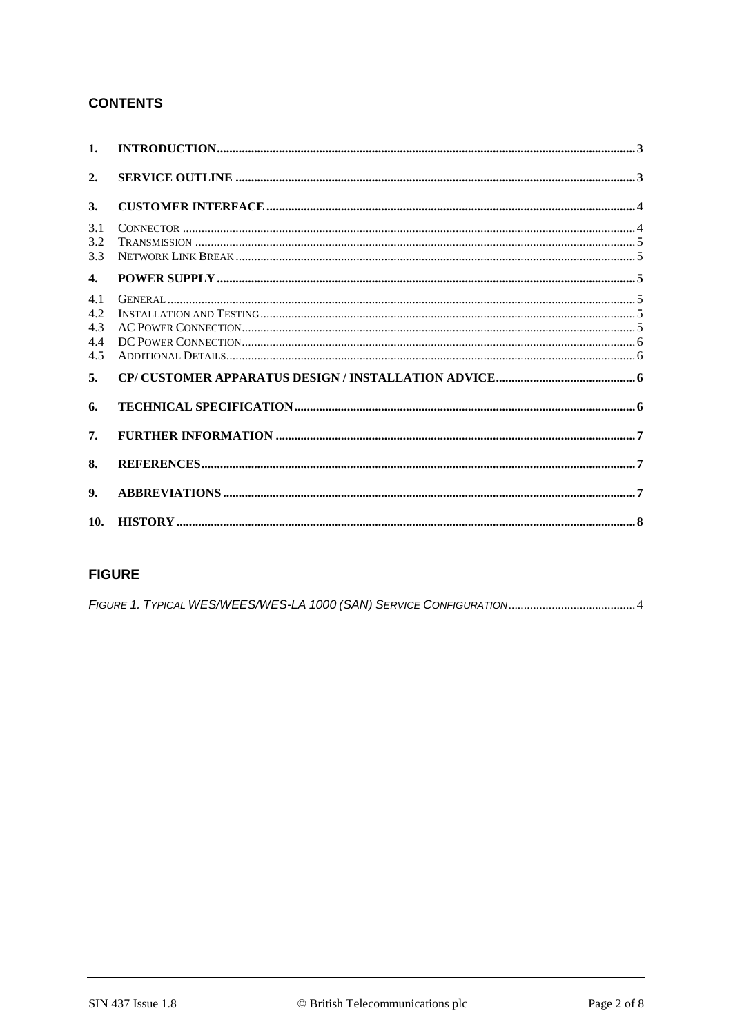## CONTENTS

| | | |
|---|---|---|
| **1.** | **INTRODUCTION** | **3** |
| **2.** | **SERVICE OUTLINE** | **3** |
| **3.** | **CUSTOMER INTERFACE** | **4** |
| 3.1 | CONNECTOR | 4 |
| 3.2 | TRANSMISSION | 5 |
| 3.3 | NETWORK LINK BREAK | 5 |
| **4.** | **POWER SUPPLY** | **5** |
| 4.1 | GENERAL | 5 |
| 4.2 | INSTALLATION AND TESTING | 5 |
| 4.3 | AC POWER CONNECTION | 5 |
| 4.4 | DC POWER CONNECTION | 6 |
| 4.5 | ADDITIONAL DETAILS | 6 |
| **5.** | **CP/ CUSTOMER APPARATUS DESIGN / INSTALLATION ADVICE** | **6** |
| **6.** | **TECHNICAL SPECIFICATION** | **6** |
| **7.** | **FURTHER INFORMATION** | **7** |
| **8.** | **REFERENCES** | **7** |
| **9.** | **ABBREVIATIONS** | **7** |
| **10.** | **HISTORY** | **8** |

## FIGURE

| | |
|---|---|
| *FIGURE 1. TYPICAL WES/WEES/WES-LA 1000 (SAN) SERVICE CONFIGURATION* | 4 |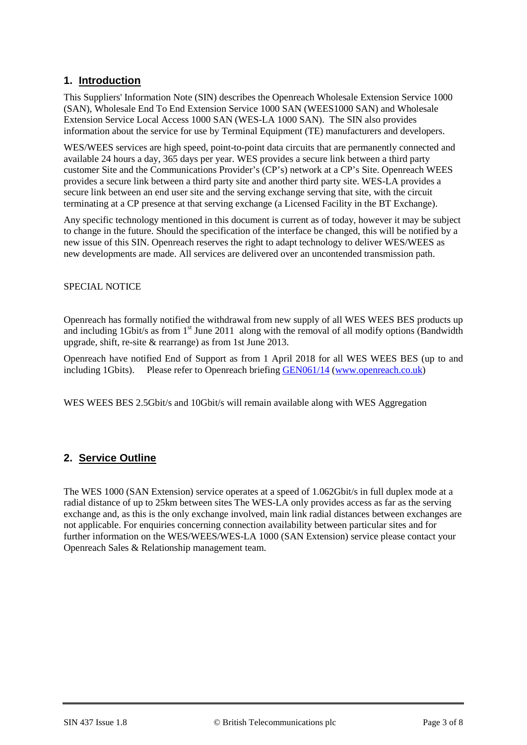## 1. Introduction

This Suppliers' Information Note (SIN) describes the Openreach Wholesale Extension Service 1000 (SAN), Wholesale End To End Extension Service 1000 SAN (WEES1000 SAN) and Wholesale Extension Service Local Access 1000 SAN (WES-LA 1000 SAN). The SIN also provides information about the service for use by Terminal Equipment (TE) manufacturers and developers.

WES/WEES services are high speed, point-to-point data circuits that are permanently connected and available 24 hours a day, 365 days per year. WES provides a secure link between a third party customer Site and the Communications Provider's (CP's) network at a CP's Site. Openreach WEES provides a secure link between a third party site and another third party site. WES-LA provides a secure link between an end user site and the serving exchange serving that site, with the circuit terminating at a CP presence at that serving exchange (a Licensed Facility in the BT Exchange).

Any specific technology mentioned in this document is current as of today, however it may be subject to change in the future. Should the specification of the interface be changed, this will be notified by a new issue of this SIN. Openreach reserves the right to adapt technology to deliver WES/WEES as new developments are made. All services are delivered over an uncontended transmission path.

SPECIAL NOTICE

Openreach has formally notified the withdrawal from new supply of all WES WEES BES products up and including 1Gbit/s as from 1st June 2011 along with the removal of all modify options (Bandwidth upgrade, shift, re-site & rearrange) as from 1st June 2013.

Openreach have notified End of Support as from 1 April 2018 for all WES WEES BES (up to and including 1Gbits). Please refer to Openreach briefing GEN061/14 (www.openreach.co.uk)

WES WEES BES 2.5Gbit/s and 10Gbit/s will remain available along with WES Aggregation

## 2. Service Outline

The WES 1000 (SAN Extension) service operates at a speed of 1.062Gbit/s in full duplex mode at a radial distance of up to 25km between sites The WES-LA only provides access as far as the serving exchange and, as this is the only exchange involved, main link radial distances between exchanges are not applicable. For enquiries concerning connection availability between particular sites and for further information on the WES/WEES/WES-LA 1000 (SAN Extension) service please contact your Openreach Sales & Relationship management team.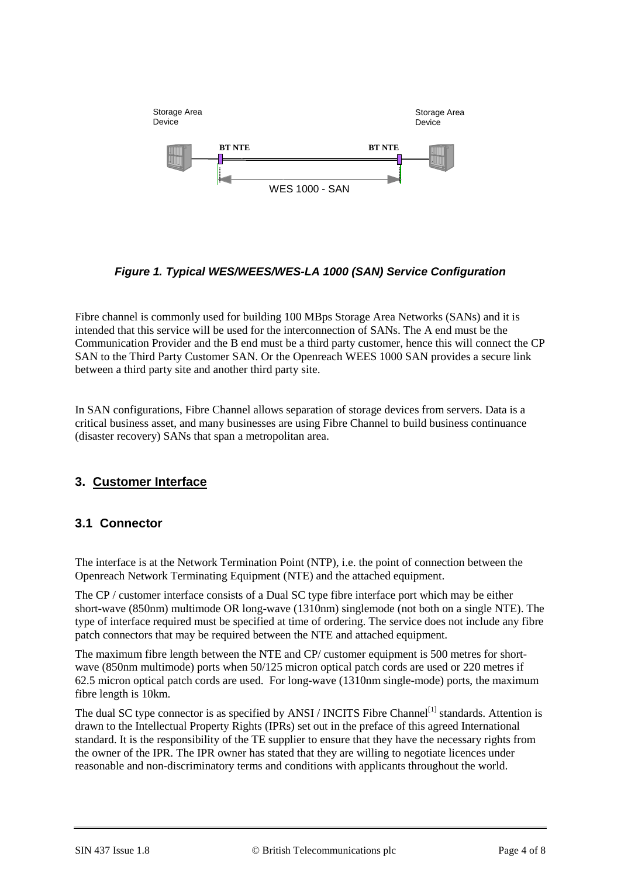Storage Area Device

Storage Area Device

BT NTE

BT NTE

WES 1000 - SAN

***Figure 1. Typical WES/WEES/WES-LA 1000 (SAN) Service Configuration***

Fibre channel is commonly used for building 100 MBps Storage Area Networks (SANs) and it is intended that this service will be used for the interconnection of SANs. The A end must be the Communication Provider and the B end must be a third party customer, hence this will connect the CP SAN to the Third Party Customer SAN. Or the Openreach WEES 1000 SAN provides a secure link between a third party site and another third party site.

In SAN configurations, Fibre Channel allows separation of storage devices from servers. Data is a critical business asset, and many businesses are using Fibre Channel to build business continuance (disaster recovery) SANs that span a metropolitan area.

## 3. Customer Interface

### 3.1 Connector

The interface is at the Network Termination Point (NTP), i.e. the point of connection between the Openreach Network Terminating Equipment (NTE) and the attached equipment.

The CP / customer interface consists of a Dual SC type fibre interface port which may be either short-wave (850nm) multimode OR long-wave (1310nm) singlemode (not both on a single NTE). The type of interface required must be specified at time of ordering. The service does not include any fibre patch connectors that may be required between the NTE and attached equipment.

The maximum fibre length between the NTE and CP/ customer equipment is 500 metres for short-wave (850nm multimode) ports when 50/125 micron optical patch cords are used or 220 metres if 62.5 micron optical patch cords are used. For long-wave (1310nm single-mode) ports, the maximum fibre length is 10km.

The dual SC type connector is as specified by ANSI / INCITS Fibre Channel[1] standards. Attention is drawn to the Intellectual Property Rights (IPRs) set out in the preface of this agreed International standard. It is the responsibility of the TE supplier to ensure that they have the necessary rights from the owner of the IPR. The IPR owner has stated that they are willing to negotiate licences under reasonable and non-discriminatory terms and conditions with applicants throughout the world.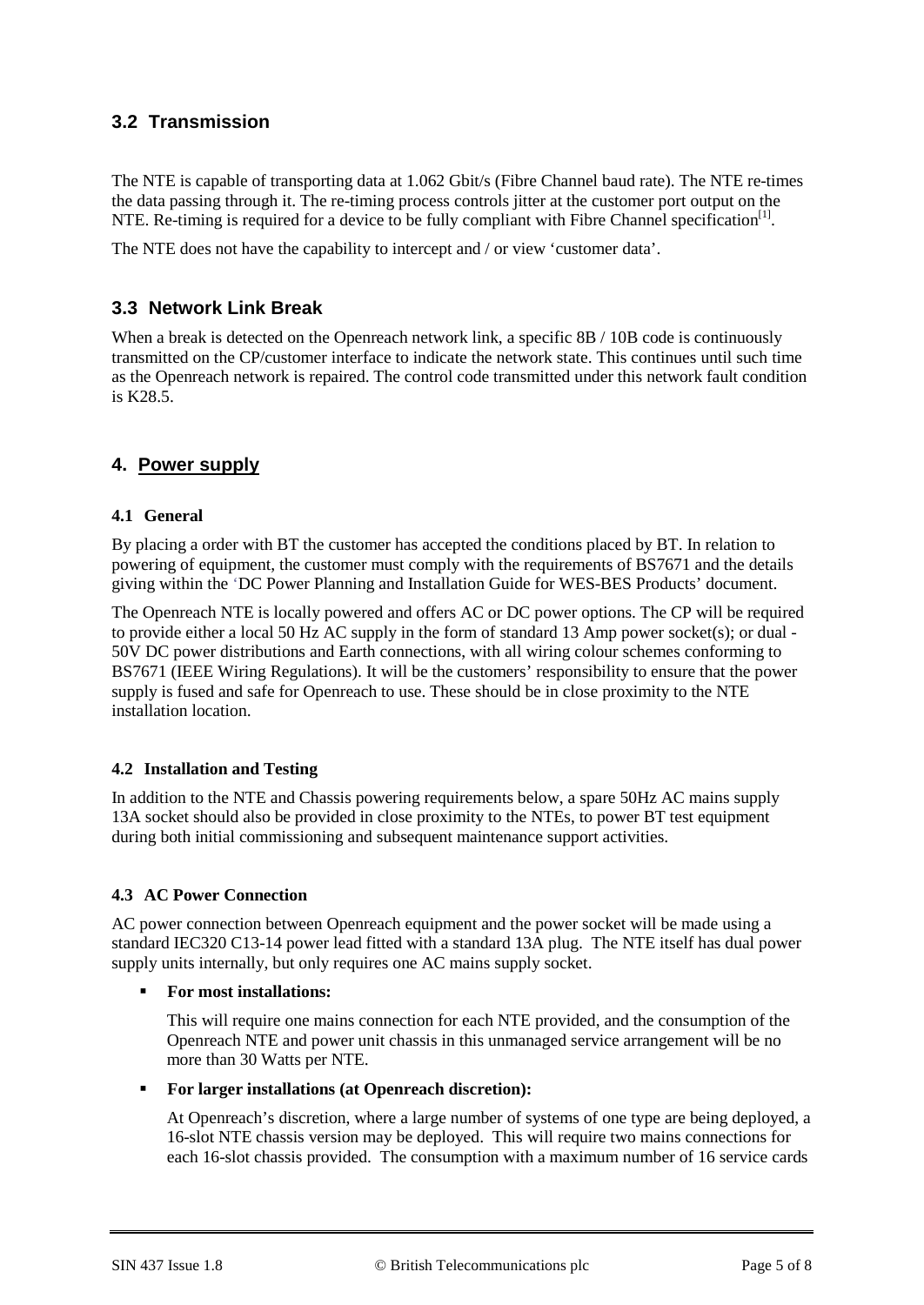### 3.2 Transmission

The NTE is capable of transporting data at 1.062 Gbit/s (Fibre Channel baud rate). The NTE re-times the data passing through it. The re-timing process controls jitter at the customer port output on the NTE. Re-timing is required for a device to be fully compliant with Fibre Channel specification[1].

The NTE does not have the capability to intercept and / or view 'customer data'.

### 3.3 Network Link Break

When a break is detected on the Openreach network link, a specific 8B / 10B code is continuously transmitted on the CP/customer interface to indicate the network state. This continues until such time as the Openreach network is repaired. The control code transmitted under this network fault condition is K28.5.

## 4. Power supply

#### 4.1 General

By placing a order with BT the customer has accepted the conditions placed by BT. In relation to powering of equipment, the customer must comply with the requirements of BS7671 and the details giving within the 'DC Power Planning and Installation Guide for WES-BES Products' document.

The Openreach NTE is locally powered and offers AC or DC power options. The CP will be required to provide either a local 50 Hz AC supply in the form of standard 13 Amp power socket(s); or dual -50V DC power distributions and Earth connections, with all wiring colour schemes conforming to BS7671 (IEEE Wiring Regulations). It will be the customers' responsibility to ensure that the power supply is fused and safe for Openreach to use. These should be in close proximity to the NTE installation location.

#### 4.2 Installation and Testing

In addition to the NTE and Chassis powering requirements below, a spare 50Hz AC mains supply 13A socket should also be provided in close proximity to the NTEs, to power BT test equipment during both initial commissioning and subsequent maintenance support activities.

#### 4.3 AC Power Connection

AC power connection between Openreach equipment and the power socket will be made using a standard IEC320 C13-14 power lead fitted with a standard 13A plug. The NTE itself has dual power supply units internally, but only requires one AC mains supply socket.

- **For most installations:**

  This will require one mains connection for each NTE provided, and the consumption of the Openreach NTE and power unit chassis in this unmanaged service arrangement will be no more than 30 Watts per NTE.

- **For larger installations (at Openreach discretion):**

  At Openreach's discretion, where a large number of systems of one type are being deployed, a 16-slot NTE chassis version may be deployed. This will require two mains connections for each 16-slot chassis provided. The consumption with a maximum number of 16 service cards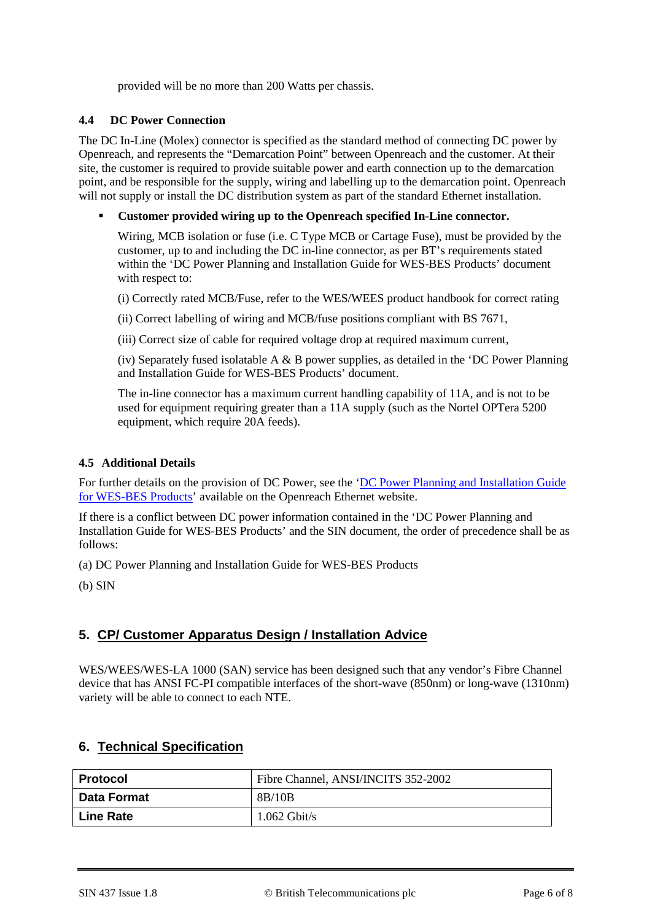provided will be no more than 200 Watts per chassis.

### 4.4 DC Power Connection

The DC In-Line (Molex) connector is specified as the standard method of connecting DC power by Openreach, and represents the "Demarcation Point" between Openreach and the customer. At their site, the customer is required to provide suitable power and earth connection up to the demarcation point, and be responsible for the supply, wiring and labelling up to the demarcation point. Openreach will not supply or install the DC distribution system as part of the standard Ethernet installation.

- **Customer provided wiring up to the Openreach specified In-Line connector.**

  Wiring, MCB isolation or fuse (i.e. C Type MCB or Cartage Fuse), must be provided by the customer, up to and including the DC in-line connector, as per BT's requirements stated within the 'DC Power Planning and Installation Guide for WES-BES Products' document with respect to:

  (i) Correctly rated MCB/Fuse, refer to the WES/WEES product handbook for correct rating

  (ii) Correct labelling of wiring and MCB/fuse positions compliant with BS 7671,

  (iii) Correct size of cable for required voltage drop at required maximum current,

  (iv) Separately fused isolatable A & B power supplies, as detailed in the 'DC Power Planning and Installation Guide for WES-BES Products' document.

  The in-line connector has a maximum current handling capability of 11A, and is not to be used for equipment requiring greater than a 11A supply (such as the Nortel OPTera 5200 equipment, which require 20A feeds).

### 4.5 Additional Details

For further details on the provision of DC Power, see the 'DC Power Planning and Installation Guide for WES-BES Products' available on the Openreach Ethernet website.

If there is a conflict between DC power information contained in the 'DC Power Planning and Installation Guide for WES-BES Products' and the SIN document, the order of precedence shall be as follows:

(a) DC Power Planning and Installation Guide for WES-BES Products

(b) SIN

## 5. CP/ Customer Apparatus Design / Installation Advice

WES/WEES/WES-LA 1000 (SAN) service has been designed such that any vendor's Fibre Channel device that has ANSI FC-PI compatible interfaces of the short-wave (850nm) or long-wave (1310nm) variety will be able to connect to each NTE.

## 6. Technical Specification

| **Protocol** | Fibre Channel, ANSI/INCITS 352-2002 |
|---|---|
| **Data Format** | 8B/10B |
| **Line Rate** | 1.062 Gbit/s |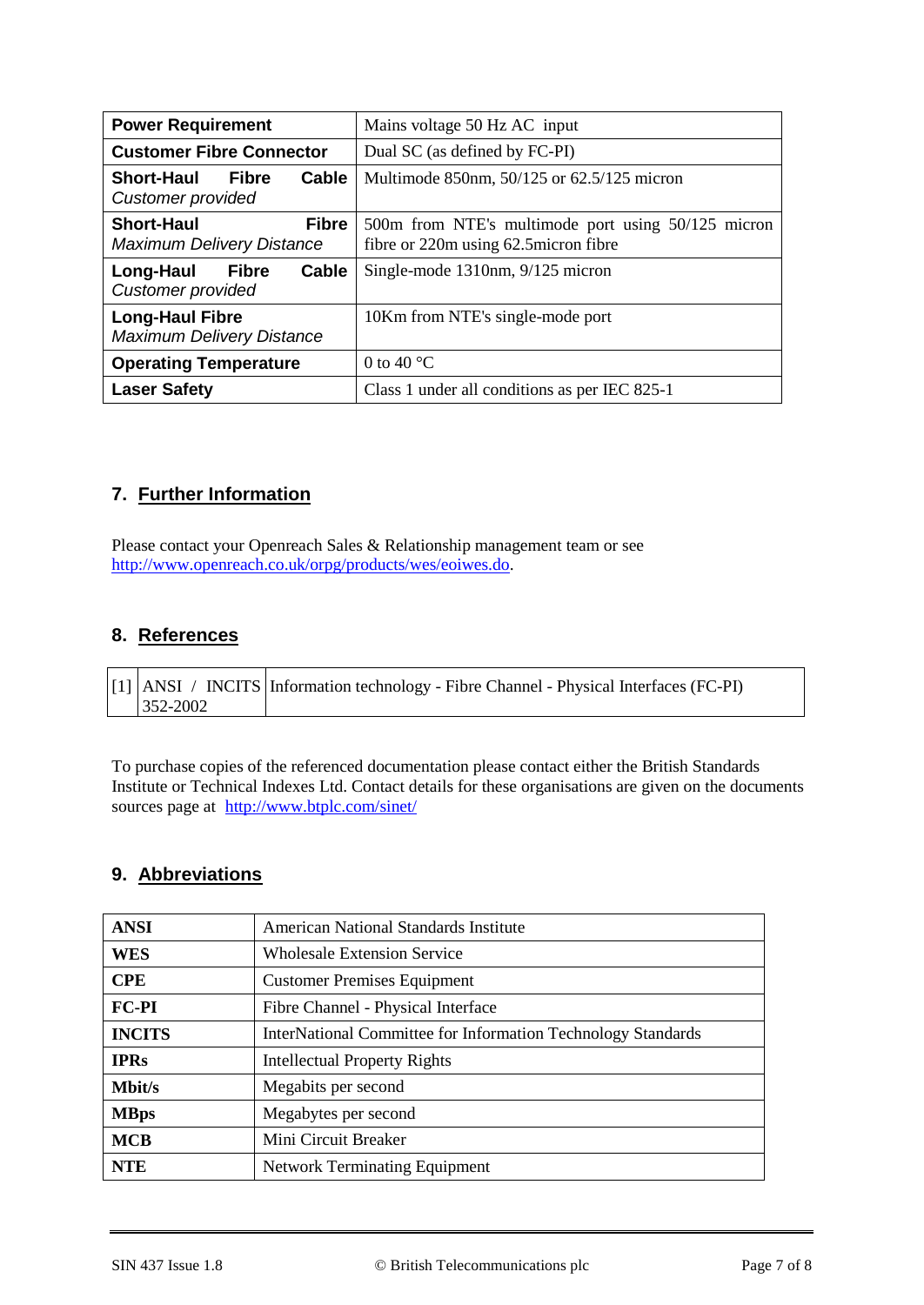| | |
|---|---|
| **Power Requirement** | Mains voltage 50 Hz AC input |
| **Customer Fibre Connector** | Dual SC (as defined by FC-PI) |
| **Short-Haul Fibre Cable** *Customer provided* | Multimode 850nm, 50/125 or 62.5/125 micron |
| **Short-Haul Fibre** *Maximum Delivery Distance* | 500m from NTE's multimode port using 50/125 micron fibre or 220m using 62.5micron fibre |
| **Long-Haul Fibre Cable** *Customer provided* | Single-mode 1310nm, 9/125 micron |
| **Long-Haul Fibre** *Maximum Delivery Distance* | 10Km from NTE's single-mode port |
| **Operating Temperature** | 0 to 40 °C |
| **Laser Safety** | Class 1 under all conditions as per IEC 825-1 |

## 7. Further Information

Please contact your Openreach Sales & Relationship management team or see http://www.openreach.co.uk/orpg/products/wes/eoiwes.do.

## 8. References

| | | |
|---|---|---|
| [1] | ANSI / INCITS 352-2002 | Information technology - Fibre Channel - Physical Interfaces (FC-PI) |

To purchase copies of the referenced documentation please contact either the British Standards Institute or Technical Indexes Ltd. Contact details for these organisations are given on the documents sources page at http://www.btplc.com/sinet/

## 9. Abbreviations

| | |
|---|---|
| **ANSI** | American National Standards Institute |
| **WES** | Wholesale Extension Service |
| **CPE** | Customer Premises Equipment |
| **FC-PI** | Fibre Channel - Physical Interface |
| **INCITS** | InterNational Committee for Information Technology Standards |
| **IPRs** | Intellectual Property Rights |
| **Mbit/s** | Megabits per second |
| **MBps** | Megabytes per second |
| **MCB** | Mini Circuit Breaker |
| **NTE** | Network Terminating Equipment |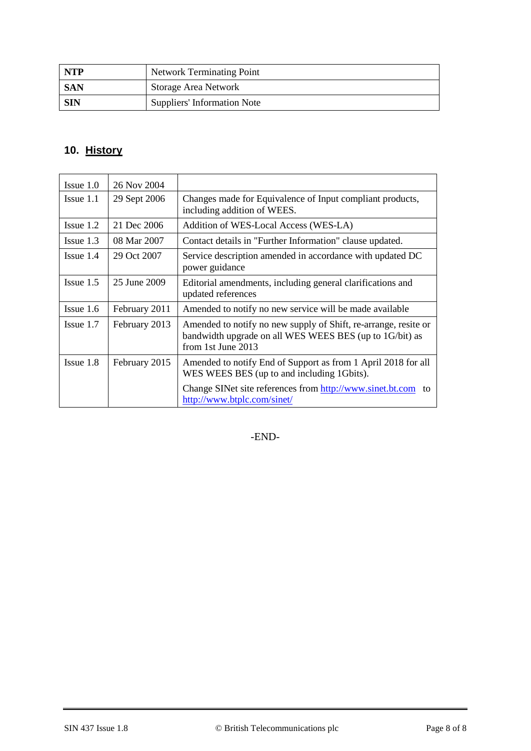| | |
|---|---|
| **NTP** | Network Terminating Point |
| **SAN** | Storage Area Network |
| **SIN** | Suppliers' Information Note |

## 10. History

| | | |
|---|---|---|
| Issue 1.0 | 26 Nov 2004 | |
| Issue 1.1 | 29 Sept 2006 | Changes made for Equivalence of Input compliant products, including addition of WEES. |
| Issue 1.2 | 21 Dec 2006 | Addition of WES-Local Access (WES-LA) |
| Issue 1.3 | 08 Mar 2007 | Contact details in "Further Information" clause updated. |
| Issue 1.4 | 29 Oct 2007 | Service description amended in accordance with updated DC power guidance |
| Issue 1.5 | 25 June 2009 | Editorial amendments, including general clarifications and updated references |
| Issue 1.6 | February 2011 | Amended to notify no new service will be made available |
| Issue 1.7 | February 2013 | Amended to notify no new supply of Shift, re-arrange, resite or bandwidth upgrade on all WES WEES BES (up to 1G/bit) as from 1st June 2013 |
| Issue 1.8 | February 2015 | Amended to notify End of Support as from 1 April 2018 for all WES WEES BES (up to and including 1Gbits). Change SINet site references from http://www.sinet.bt.com to http://www.btplc.com/sinet/ |

-END-